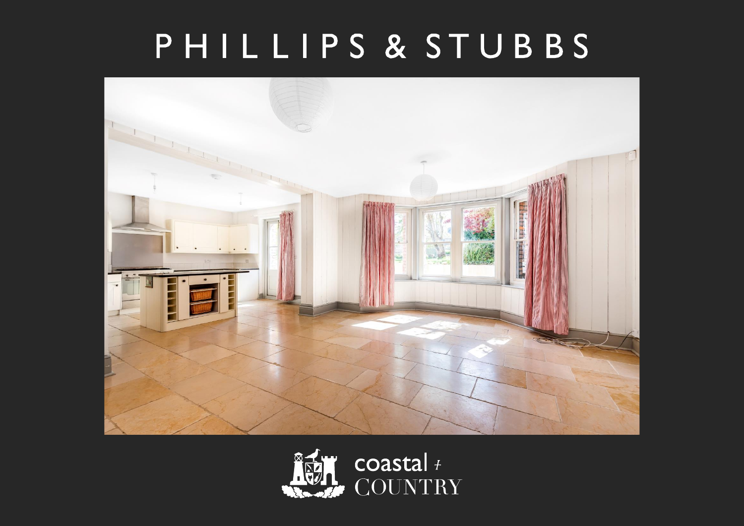# PHILLIPS & STUBBS

coastal + COUNTRY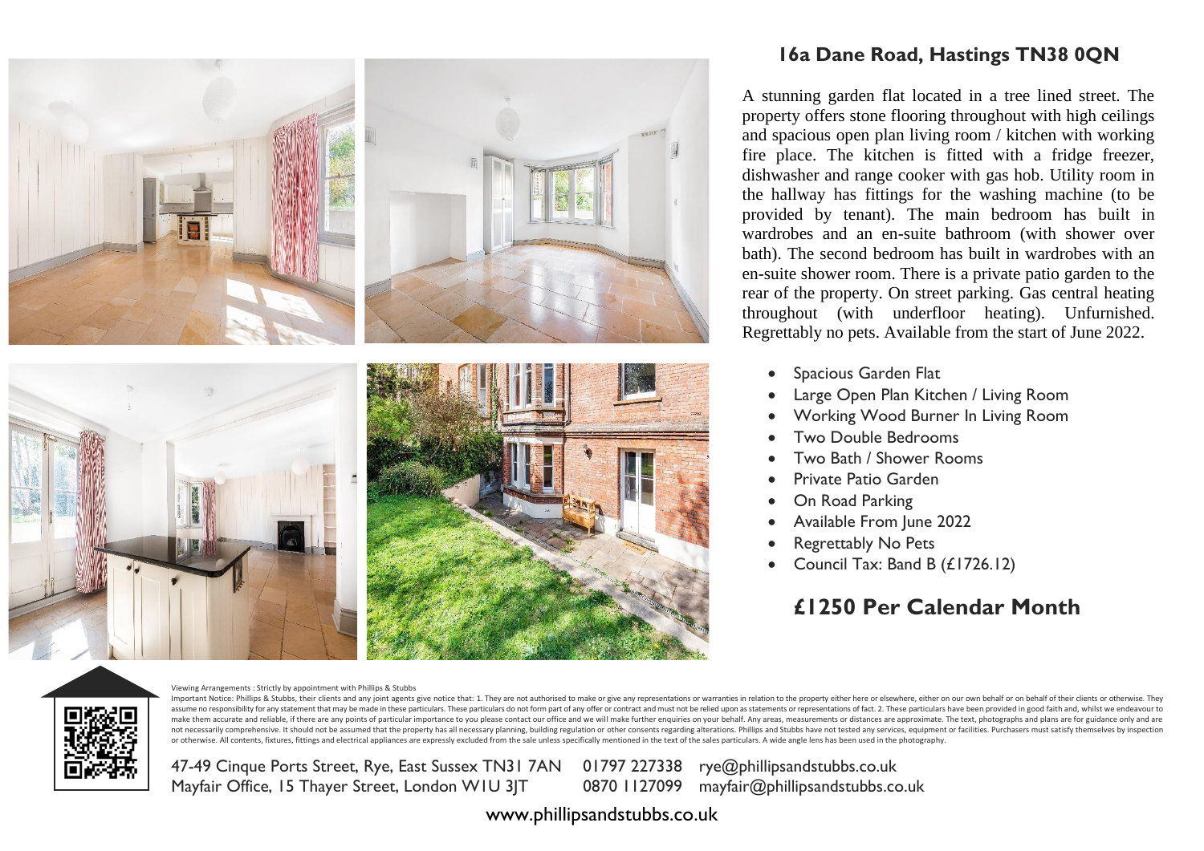## 16a Dane Road, Hastings TN38 0QN

A stunning garden flat located in a tree lined street. The property offers stone flooring throughout with high ceilings and spacious open plan living room / kitchen with working fire place. The kitchen is fitted with a fridge freezer, dishwasher and range cooker with gas hob. Utility room in the hallway has fittings for the washing machine (to be provided by tenant). The main bedroom has built in wardrobes and an en-suite bathroom (with shower over bath). The second bedroom has built in wardrobes with an en-suite shower room. There is a private patio garden to the rear of the property. On street parking. Gas central heating throughout (with underfloor heating). Unfurnished. Regrettably no pets. Available from the start of June 2022.

- Spacious Garden Flat
- Large Open Plan Kitchen / Living Room
- Working Wood Burner In Living Room
- Two Double Bedrooms
- Two Bath / Shower Rooms
- Private Patio Garden
- On Road Parking
- Available From June 2022
- Regrettably No Pets
- Council Tax: Band B (£1726.12)

## £1250 Per Calendar Month

Viewing Arrangements : Strictly by appointment with Phillips & Stubbs

Important Notice: Phillips & Stubbs, their clients and any joint agents give notice that: 1. They are not authorised to make or give any representations or warranties in relation to the property either here or elsewhere, either on our own behalf or on behalf of their clients or otherwise. They assume no responsibility for any statement that may be made in these particulars. These particulars do not form part of any offer or contract and must not be relied upon as statements or representations of fact. 2. These particulars have been provided in good faith and, whilst we endeavour to make them accurate and reliable, if there are any points of particular importance to you please contact our office and we will make further enquiries on your behalf. Any areas, measurements or distances are approximate. The text, photographs and plans are for guidance only and are not necessarily comprehensive. It should not be assumed that the property has all necessary planning, building regulation or other consents regarding alterations. Phillips and Stubbs have not tested any services, equipment or facilities. Purchasers must satisfy themselves by inspection or otherwise. All contents, fixtures, fittings and electrical appliances are expressly excluded from the sale unless specifically mentioned in the text of the sales particulars. A wide angle lens has been used in the photography.

47-49 Cinque Ports Street, Rye, East Sussex TN31 7AN 01797 227338 rye@phillipsandstubbs.co.uk
Mayfair Office, 15 Thayer Street, London W1U 3JT 0870 1127099 mayfair@phillipsandstubbs.co.uk

www.phillipsandstubbs.co.uk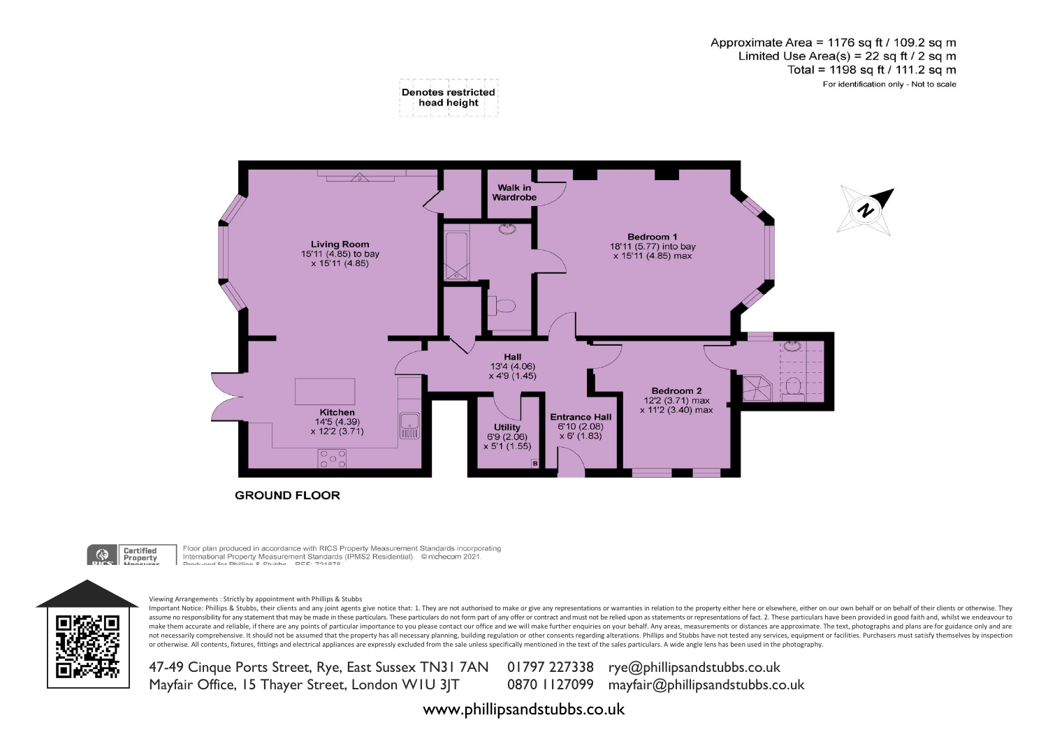Approximate Area = 1176 sq ft / 109.2 sq m
Limited Use Area(s) = 22 sq ft / 2 sq m
Total = 1198 sq ft / 111.2 sq m
For identification only - Not to scale

Denotes restricted head height

Walk in Wardrobe

**Living Room**
15'11 (4.85) to bay
x 15'11 (4.85)

**Bedroom 1**
18'11 (5.77) into bay
x 15'11 (4.85) max

**Hall**
13'4 (4.06)
x 4'9 (1.45)

**Bedroom 2**
12'2 (3.71) max
x 11'2 (3.40) max

**Kitchen**
14'5 (4.39)
x 12'2 (3.71)

**Utility**
6'9 (2.06)
x 5'1 (1.55)

**Entrance Hall**
6'10 (2.08)
x 6' (1.83)

B

**GROUND FLOOR**

Certified Property Measurer

Floor plan produced in accordance with RICS Property Measurement Standards incorporating International Property Measurement Standards (IPMS2 Residential). ©nichecom 2021. Produced for Phillips & Stubbs. REF: 721878

Viewing Arrangements : Strictly by appointment with Phillips & Stubbs

Important Notice: Phillips & Stubbs, their clients and any joint agents give notice that: 1. They are not authorised to make or give any representations or warranties in relation to the property either here or elsewhere, either on our own behalf or on behalf of their clients or otherwise. They assume no responsibility for any statement that may be made in these particulars. These particulars do not form part of any offer or contract and must not be relied upon as statements or representations of fact. 2. These particulars have been provided in good faith and, whilst we endeavour to make them accurate and reliable, if there are any points of particular importance to you please contact our office and we will make further enquiries on your behalf. Any areas, measurements or distances are approximate. The text, photographs and plans are for guidance only and are not necessarily comprehensive. It should not be assumed that the property has all necessary planning, building regulation or other consents regarding alterations. Phillips and Stubbs have not tested any services, equipment or facilities. Purchasers must satisfy themselves by inspection or otherwise. All contents, fixtures, fittings and electrical appliances are expressly excluded from the sale unless specifically mentioned in the text of the sales particulars. A wide angle lens has been used in the photography.

47-49 Cinque Ports Street, Rye, East Sussex TN31 7AN 01797 227338 rye@phillipsandstubbs.co.uk
Mayfair Office, 15 Thayer Street, London W1U 3JT 0870 1127099 mayfair@phillipsandstubbs.co.uk

www.phillipsandstubbs.co.uk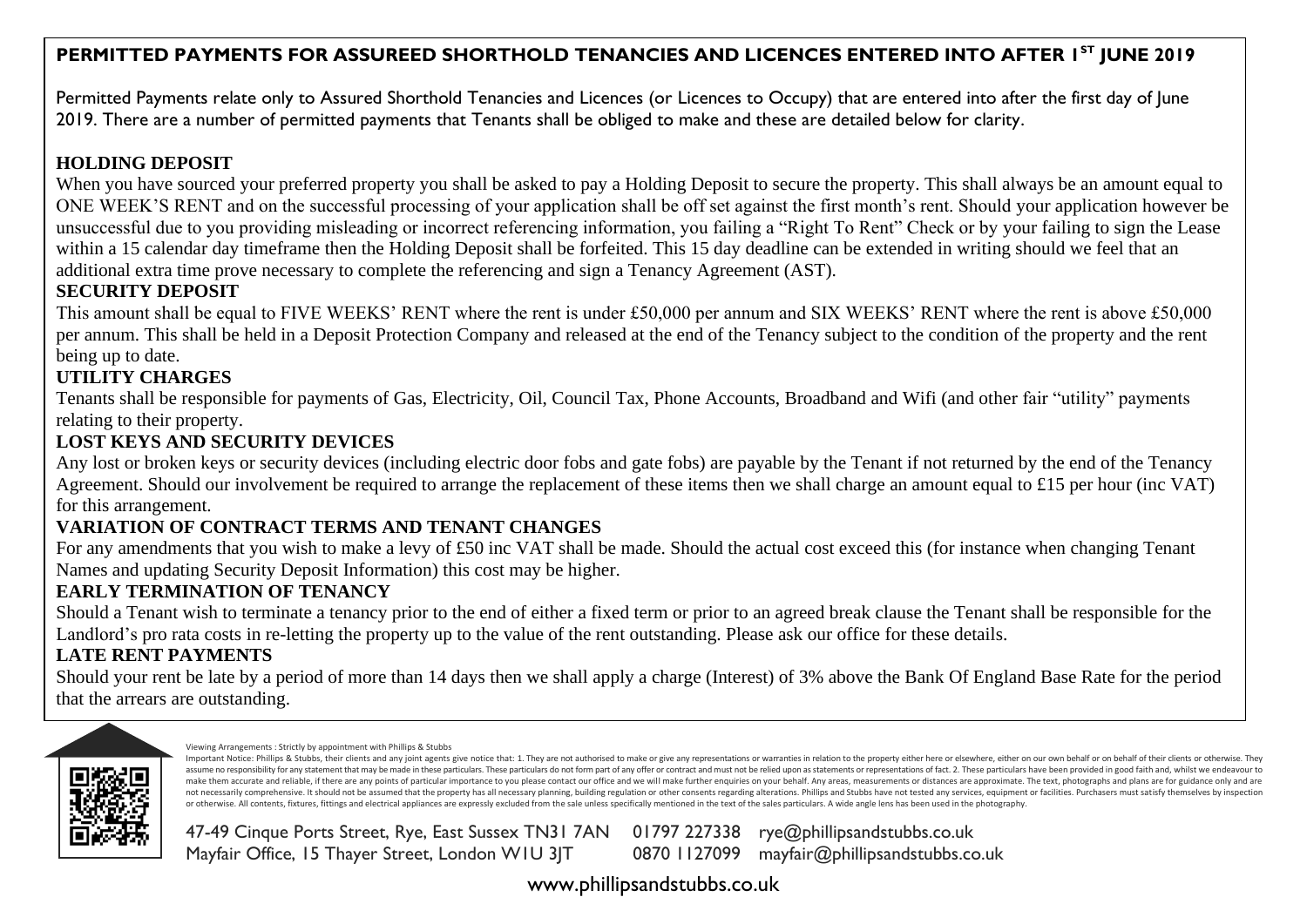# PERMITTED PAYMENTS FOR ASSUREED SHORTHOLD TENANCIES AND LICENCES ENTERED INTO AFTER 1ST JUNE 2019

Permitted Payments relate only to Assured Shorthold Tenancies and Licences (or Licences to Occupy) that are entered into after the first day of June 2019. There are a number of permitted payments that Tenants shall be obliged to make and these are detailed below for clarity.

## HOLDING DEPOSIT

When you have sourced your preferred property you shall be asked to pay a Holding Deposit to secure the property. This shall always be an amount equal to ONE WEEK'S RENT and on the successful processing of your application shall be off set against the first month's rent. Should your application however be unsuccessful due to you providing misleading or incorrect referencing information, you failing a "Right To Rent" Check or by your failing to sign the Lease within a 15 calendar day timeframe then the Holding Deposit shall be forfeited. This 15 day deadline can be extended in writing should we feel that an additional extra time prove necessary to complete the referencing and sign a Tenancy Agreement (AST).

## SECURITY DEPOSIT

This amount shall be equal to FIVE WEEKS' RENT where the rent is under £50,000 per annum and SIX WEEKS' RENT where the rent is above £50,000 per annum. This shall be held in a Deposit Protection Company and released at the end of the Tenancy subject to the condition of the property and the rent being up to date.

## UTILITY CHARGES

Tenants shall be responsible for payments of Gas, Electricity, Oil, Council Tax, Phone Accounts, Broadband and Wifi (and other fair "utility" payments relating to their property.

## LOST KEYS AND SECURITY DEVICES

Any lost or broken keys or security devices (including electric door fobs and gate fobs) are payable by the Tenant if not returned by the end of the Tenancy Agreement. Should our involvement be required to arrange the replacement of these items then we shall charge an amount equal to £15 per hour (inc VAT) for this arrangement.

## VARIATION OF CONTRACT TERMS AND TENANT CHANGES

For any amendments that you wish to make a levy of £50 inc VAT shall be made. Should the actual cost exceed this (for instance when changing Tenant Names and updating Security Deposit Information) this cost may be higher.

## EARLY TERMINATION OF TENANCY

Should a Tenant wish to terminate a tenancy prior to the end of either a fixed term or prior to an agreed break clause the Tenant shall be responsible for the Landlord's pro rata costs in re-letting the property up to the value of the rent outstanding. Please ask our office for these details.

## LATE RENT PAYMENTS

Should your rent be late by a period of more than 14 days then we shall apply a charge (Interest) of 3% above the Bank Of England Base Rate for the period that the arrears are outstanding.

Viewing Arrangements : Strictly by appointment with Phillips & Stubbs

Important Notice: Phillips & Stubbs, their clients and any joint agents give notice that: 1. They are not authorised to make or give any representations or warranties in relation to the property either here or elsewhere, either on our own behalf or on behalf of their clients or otherwise. They assume no responsibility for any statement that may be made in these particulars. These particulars do not form part of any offer or contract and must not be relied upon as statements or representations of fact. 2. These particulars have been provided in good faith and, whilst we endeavour to make them accurate and reliable, if there are any points of particular importance to you please contact our office and we will make further enquiries on your behalf. Any areas, measurements or distances are approximate. The text, photographs and plans are for guidance only and are not necessarily comprehensive. It should not be assumed that the property has all necessary planning, building regulation or other consents regarding alterations. Phillips and Stubbs have not tested any services, equipment or facilities. Purchasers must satisfy themselves by inspection or otherwise. All contents, fixtures, fittings and electrical appliances are expressly excluded from the sale unless specifically mentioned in the text of the sales particulars. A wide angle lens has been used in the photography.

47-49 Cinque Ports Street, Rye, East Sussex TN31 7AN 01797 227338 rye@phillipsandstubbs.co.uk
Mayfair Office, 15 Thayer Street, London W1U 3JT 0870 1127099 mayfair@phillipsandstubbs.co.uk

www.phillipsandstubbs.co.uk